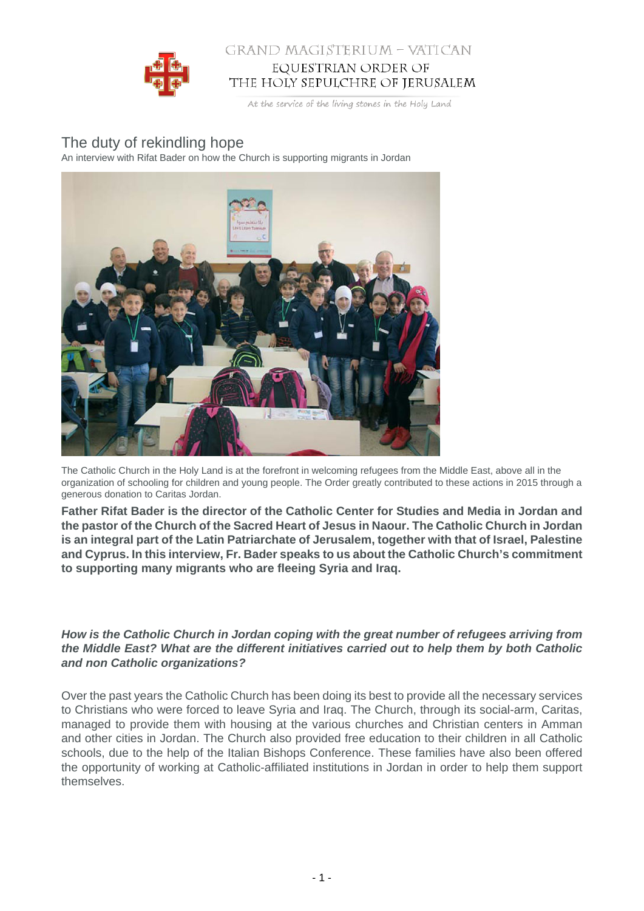GRAND MAGISTERIUM – VATICAN

EQUESTRIAN ORDER OF THE HOLY SEPULCHRE OF JERUSALEM

At the service of the living stones in the Holy Land

# The duty of rekindling hope

An interview with Rifat Bader on how the Church is supporting migrants in Jordan

The Catholic Church in the Holy Land is at the forefront in welcoming refugees from the Middle East, above all in the organization of schooling for children and young people. The Order greatly contributed to these actions in 2015 through a generous donation to Caritas Jordan.

**Father Rifat Bader is the director of the Catholic Center for Studies and Media in Jordan and the pastor of the Church of the Sacred Heart of Jesus in Naour. The Catholic Church in Jordan is an integral part of the Latin Patriarchate of Jerusalem, together with that of Israel, Palestine and Cyprus. In this interview, Fr. Bader speaks to us about the Catholic Church's commitment to supporting many migrants who are fleeing Syria and Iraq.**

***How is the Catholic Church in Jordan coping with the great number of refugees arriving from the Middle East? What are the different initiatives carried out to help them by both Catholic and non Catholic organizations?***

Over the past years the Catholic Church has been doing its best to provide all the necessary services to Christians who were forced to leave Syria and Iraq. The Church, through its social-arm, Caritas, managed to provide them with housing at the various churches and Christian centers in Amman and other cities in Jordan. The Church also provided free education to their children in all Catholic schools, due to the help of the Italian Bishops Conference. These families have also been offered the opportunity of working at Catholic-affiliated institutions in Jordan in order to help them support themselves.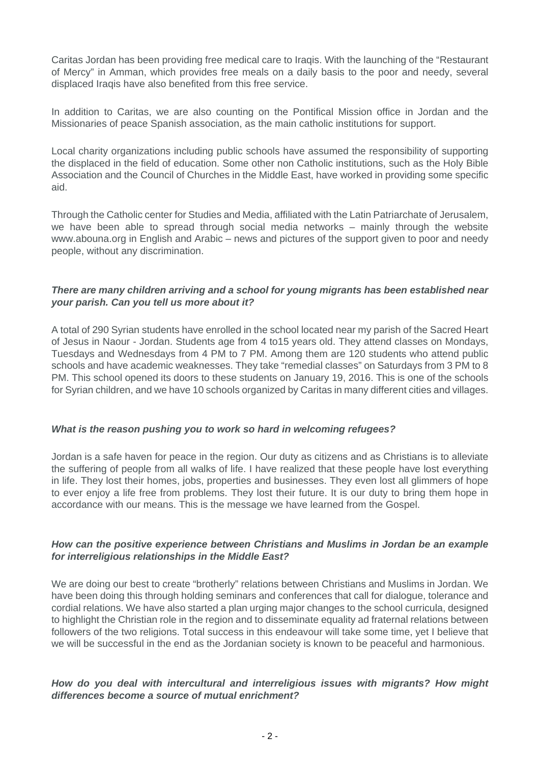Caritas Jordan has been providing free medical care to Iraqis. With the launching of the "Restaurant of Mercy" in Amman, which provides free meals on a daily basis to the poor and needy, several displaced Iraqis have also benefited from this free service.

In addition to Caritas, we are also counting on the Pontifical Mission office in Jordan and the Missionaries of peace Spanish association, as the main catholic institutions for support.

Local charity organizations including public schools have assumed the responsibility of supporting the displaced in the field of education. Some other non Catholic institutions, such as the Holy Bible Association and the Council of Churches in the Middle East, have worked in providing some specific aid.

Through the Catholic center for Studies and Media, affiliated with the Latin Patriarchate of Jerusalem, we have been able to spread through social media networks – mainly through the website www.abouna.org in English and Arabic – news and pictures of the support given to poor and needy people, without any discrimination.

***There are many children arriving and a school for young migrants has been established near your parish. Can you tell us more about it?***

A total of 290 Syrian students have enrolled in the school located near my parish of the Sacred Heart of Jesus in Naour - Jordan. Students age from 4 to15 years old. They attend classes on Mondays, Tuesdays and Wednesdays from 4 PM to 7 PM. Among them are 120 students who attend public schools and have academic weaknesses. They take "remedial classes" on Saturdays from 3 PM to 8 PM. This school opened its doors to these students on January 19, 2016. This is one of the schools for Syrian children, and we have 10 schools organized by Caritas in many different cities and villages.

***What is the reason pushing you to work so hard in welcoming refugees?***

Jordan is a safe haven for peace in the region. Our duty as citizens and as Christians is to alleviate the suffering of people from all walks of life. I have realized that these people have lost everything in life. They lost their homes, jobs, properties and businesses. They even lost all glimmers of hope to ever enjoy a life free from problems. They lost their future. It is our duty to bring them hope in accordance with our means. This is the message we have learned from the Gospel.

***How can the positive experience between Christians and Muslims in Jordan be an example for interreligious relationships in the Middle East?***

We are doing our best to create "brotherly" relations between Christians and Muslims in Jordan. We have been doing this through holding seminars and conferences that call for dialogue, tolerance and cordial relations. We have also started a plan urging major changes to the school curricula, designed to highlight the Christian role in the region and to disseminate equality ad fraternal relations between followers of the two religions. Total success in this endeavour will take some time, yet I believe that we will be successful in the end as the Jordanian society is known to be peaceful and harmonious.

***How do you deal with intercultural and interreligious issues with migrants? How might differences become a source of mutual enrichment?***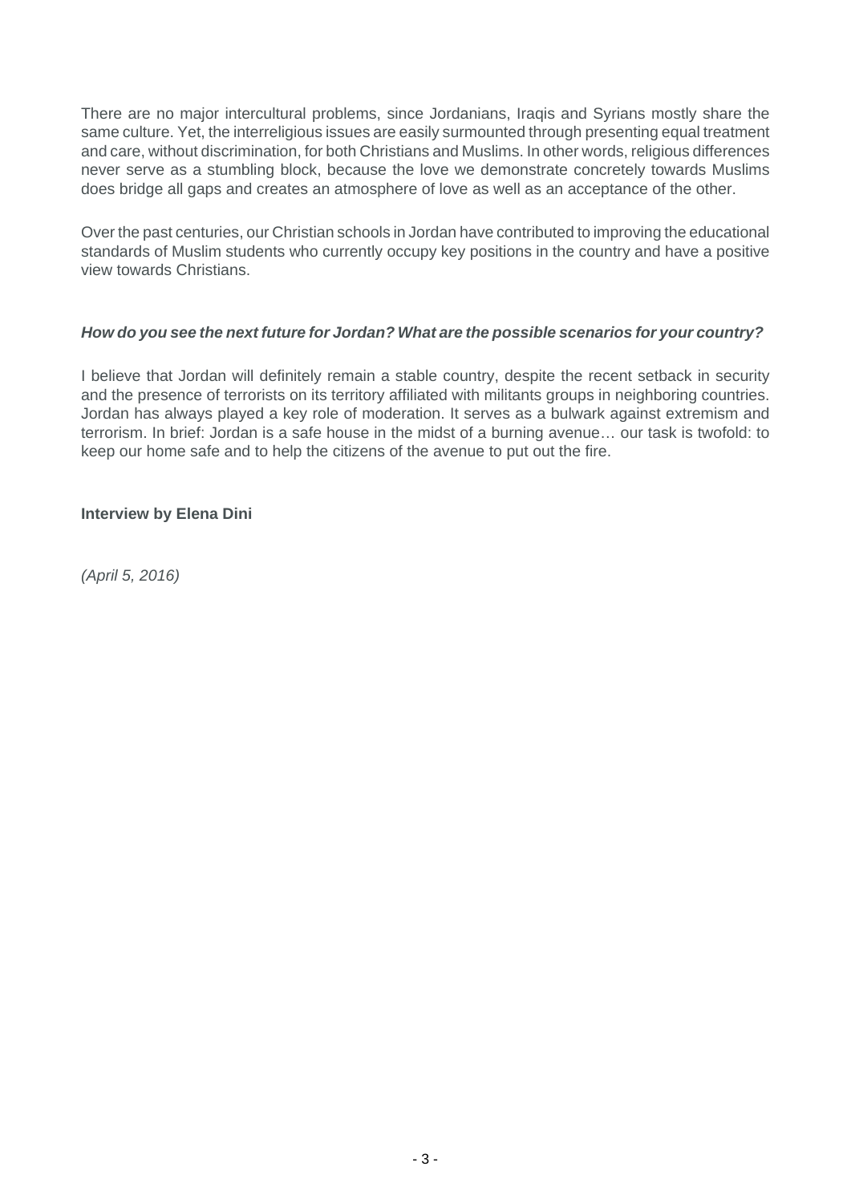There are no major intercultural problems, since Jordanians, Iraqis and Syrians mostly share the same culture. Yet, the interreligious issues are easily surmounted through presenting equal treatment and care, without discrimination, for both Christians and Muslims. In other words, religious differences never serve as a stumbling block, because the love we demonstrate concretely towards Muslims does bridge all gaps and creates an atmosphere of love as well as an acceptance of the other.

Over the past centuries, our Christian schools in Jordan have contributed to improving the educational standards of Muslim students who currently occupy key positions in the country and have a positive view towards Christians.

***How do you see the next future for Jordan? What are the possible scenarios for your country?***

I believe that Jordan will definitely remain a stable country, despite the recent setback in security and the presence of terrorists on its territory affiliated with militants groups in neighboring countries. Jordan has always played a key role of moderation. It serves as a bulwark against extremism and terrorism. In brief: Jordan is a safe house in the midst of a burning avenue… our task is twofold: to keep our home safe and to help the citizens of the avenue to put out the fire.

**Interview by Elena Dini**

*(April 5, 2016)*